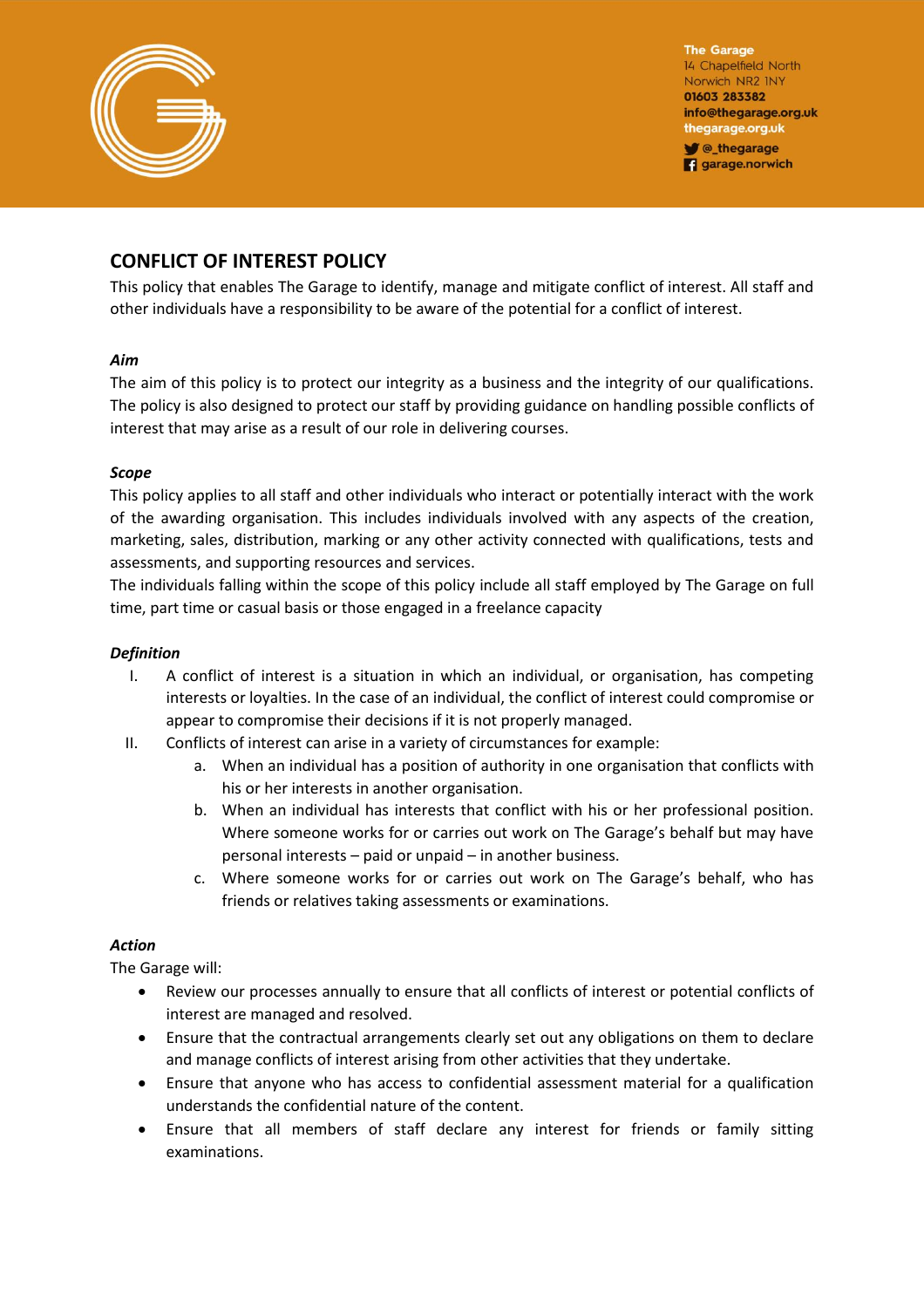The Garage
14 Chapelfield North
Norwich NR2 1NY
01603 283382
info@thegarage.org.uk
thegarage.org.uk
@_thegarage
garage.norwich

# CONFLICT OF INTEREST POLICY

This policy that enables The Garage to identify, manage and mitigate conflict of interest. All staff and other individuals have a responsibility to be aware of the potential for a conflict of interest.

### *Aim*

The aim of this policy is to protect our integrity as a business and the integrity of our qualifications. The policy is also designed to protect our staff by providing guidance on handling possible conflicts of interest that may arise as a result of our role in delivering courses.

### *Scope*

This policy applies to all staff and other individuals who interact or potentially interact with the work of the awarding organisation. This includes individuals involved with any aspects of the creation, marketing, sales, distribution, marking or any other activity connected with qualifications, tests and assessments, and supporting resources and services.

The individuals falling within the scope of this policy include all staff employed by The Garage on full time, part time or casual basis or those engaged in a freelance capacity

### *Definition*

I. A conflict of interest is a situation in which an individual, or organisation, has competing interests or loyalties. In the case of an individual, the conflict of interest could compromise or appear to compromise their decisions if it is not properly managed.

II. Conflicts of interest can arise in a variety of circumstances for example:

   a. When an individual has a position of authority in one organisation that conflicts with his or her interests in another organisation.
   b. When an individual has interests that conflict with his or her professional position. Where someone works for or carries out work on The Garage's behalf but may have personal interests – paid or unpaid – in another business.
   c. Where someone works for or carries out work on The Garage's behalf, who has friends or relatives taking assessments or examinations.

### *Action*

The Garage will:

- Review our processes annually to ensure that all conflicts of interest or potential conflicts of interest are managed and resolved.
- Ensure that the contractual arrangements clearly set out any obligations on them to declare and manage conflicts of interest arising from other activities that they undertake.
- Ensure that anyone who has access to confidential assessment material for a qualification understands the confidential nature of the content.
- Ensure that all members of staff declare any interest for friends or family sitting examinations.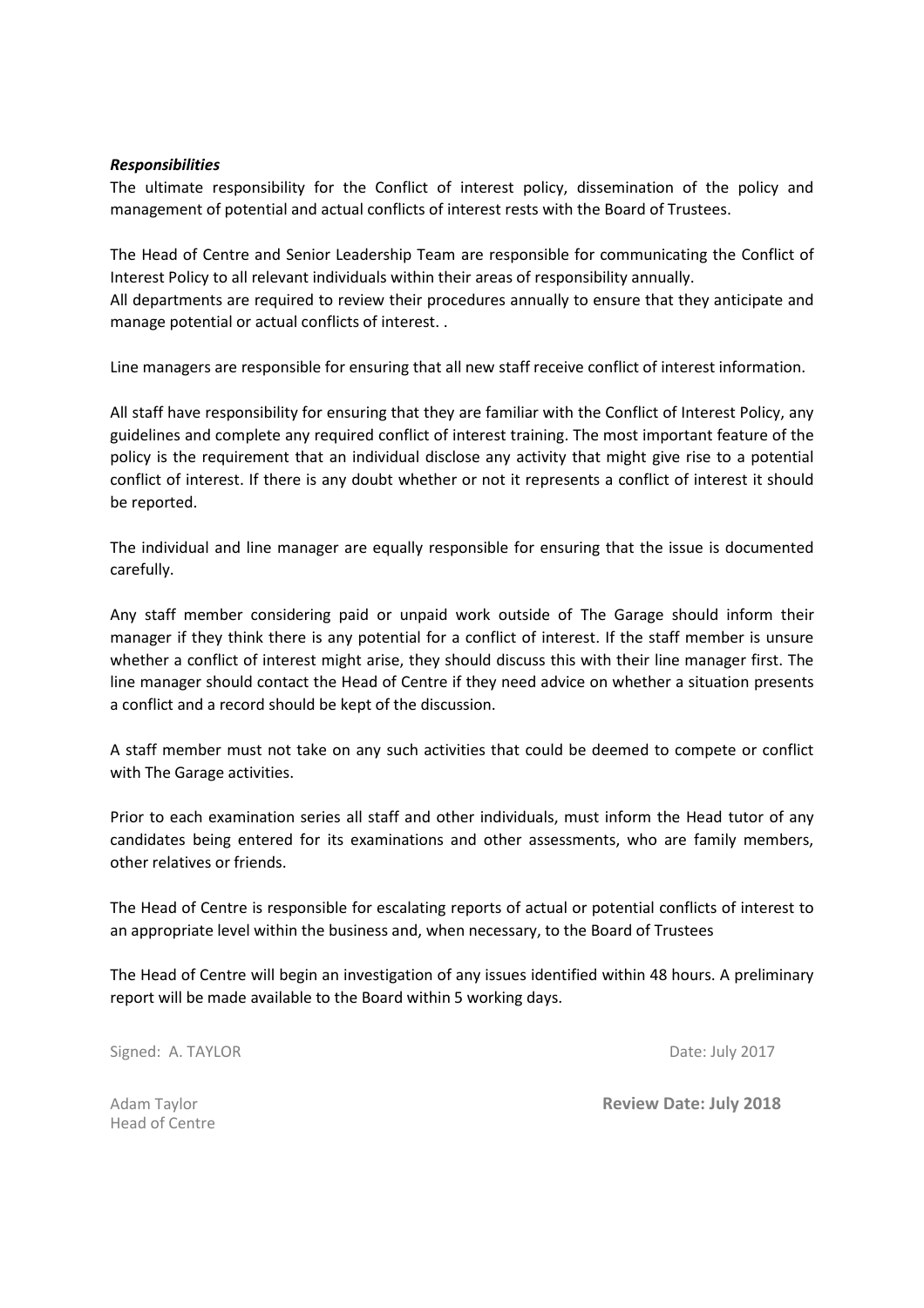***Responsibilities***

The ultimate responsibility for the Conflict of interest policy, dissemination of the policy and management of potential and actual conflicts of interest rests with the Board of Trustees.

The Head of Centre and Senior Leadership Team are responsible for communicating the Conflict of Interest Policy to all relevant individuals within their areas of responsibility annually.
All departments are required to review their procedures annually to ensure that they anticipate and manage potential or actual conflicts of interest. .

Line managers are responsible for ensuring that all new staff receive conflict of interest information.

All staff have responsibility for ensuring that they are familiar with the Conflict of Interest Policy, any guidelines and complete any required conflict of interest training. The most important feature of the policy is the requirement that an individual disclose any activity that might give rise to a potential conflict of interest. If there is any doubt whether or not it represents a conflict of interest it should be reported.

The individual and line manager are equally responsible for ensuring that the issue is documented carefully.

Any staff member considering paid or unpaid work outside of The Garage should inform their manager if they think there is any potential for a conflict of interest. If the staff member is unsure whether a conflict of interest might arise, they should discuss this with their line manager first. The line manager should contact the Head of Centre if they need advice on whether a situation presents a conflict and a record should be kept of the discussion.

A staff member must not take on any such activities that could be deemed to compete or conflict with The Garage activities.

Prior to each examination series all staff and other individuals, must inform the Head tutor of any candidates being entered for its examinations and other assessments, who are family members, other relatives or friends.

The Head of Centre is responsible for escalating reports of actual or potential conflicts of interest to an appropriate level within the business and, when necessary, to the Board of Trustees

The Head of Centre will begin an investigation of any issues identified within 48 hours. A preliminary report will be made available to the Board within 5 working days.

Signed: A. TAYLOR

Date: July 2017

Adam Taylor
Head of Centre

**Review Date: July 2018**